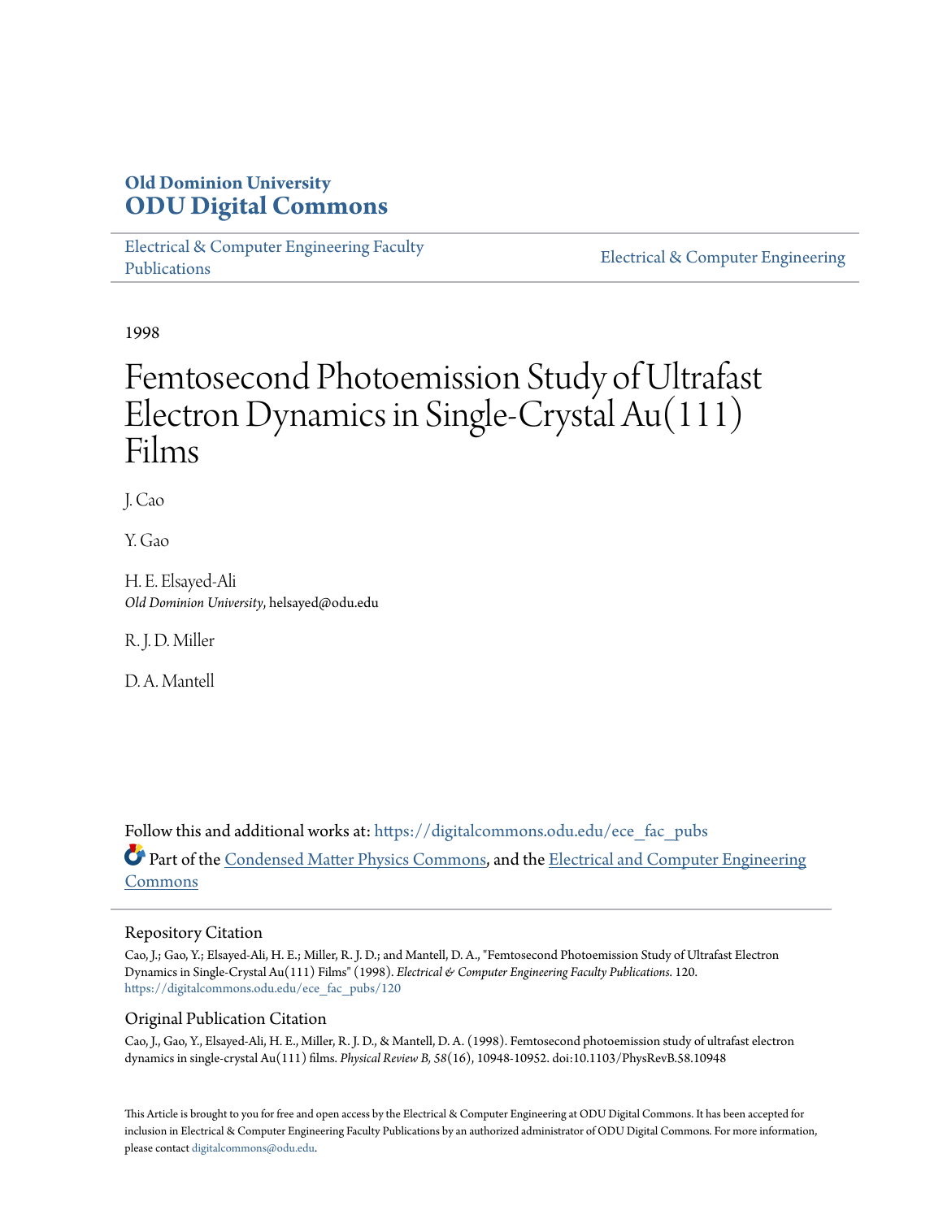**Old Dominion University**
**ODU Digital Commons**

Electrical & Computer Engineering Faculty Publications | Electrical & Computer Engineering

1998

# Femtosecond Photoemission Study of Ultrafast Electron Dynamics in Single-Crystal Au(111) Films

J. Cao

Y. Gao

H. E. Elsayed-Ali
*Old Dominion University*, helsayed@odu.edu

R. J. D. Miller

D. A. Mantell

Follow this and additional works at: https://digitalcommons.odu.edu/ece_fac_pubs

Part of the Condensed Matter Physics Commons, and the Electrical and Computer Engineering Commons

## Repository Citation

Cao, J.; Gao, Y.; Elsayed-Ali, H. E.; Miller, R. J. D.; and Mantell, D. A., "Femtosecond Photoemission Study of Ultrafast Electron Dynamics in Single-Crystal Au(111) Films" (1998). *Electrical & Computer Engineering Faculty Publications*. 120.
https://digitalcommons.odu.edu/ece_fac_pubs/120

## Original Publication Citation

Cao, J., Gao, Y., Elsayed-Ali, H. E., Miller, R. J. D., & Mantell, D. A. (1998). Femtosecond photoemission study of ultrafast electron dynamics in single-crystal Au(111) films. *Physical Review B, 58*(16), 10948-10952. doi:10.1103/PhysRevB.58.10948

This Article is brought to you for free and open access by the Electrical & Computer Engineering at ODU Digital Commons. It has been accepted for inclusion in Electrical & Computer Engineering Faculty Publications by an authorized administrator of ODU Digital Commons. For more information, please contact digitalcommons@odu.edu.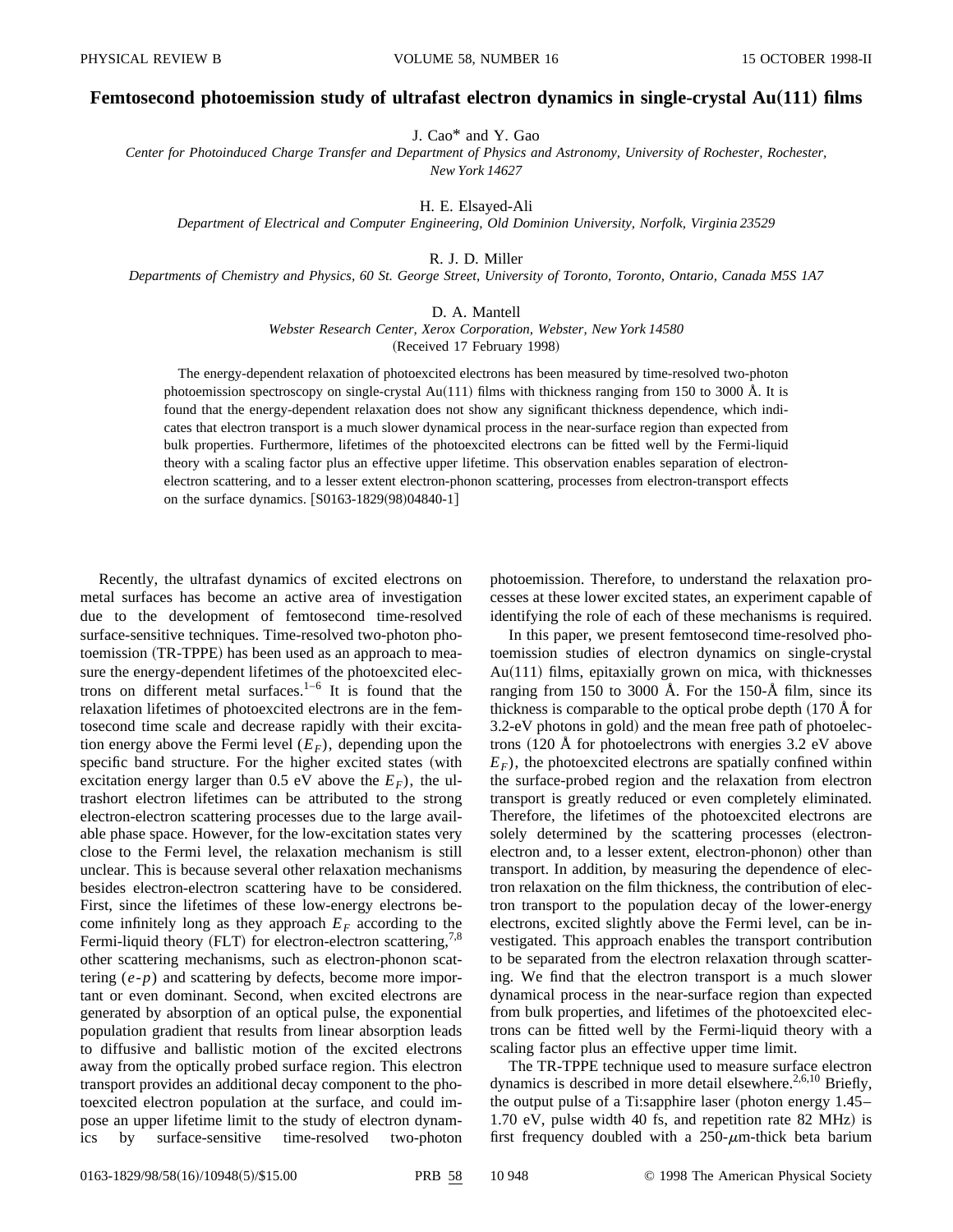# Femtosecond photoemission study of ultrafast electron dynamics in single-crystal Au(111) films

J. Cao* and Y. Gao

*Center for Photoinduced Charge Transfer and Department of Physics and Astronomy, University of Rochester, Rochester, New York 14627*

H. E. Elsayed-Ali

*Department of Electrical and Computer Engineering, Old Dominion University, Norfolk, Virginia 23529*

R. J. D. Miller

*Departments of Chemistry and Physics, 60 St. George Street, University of Toronto, Toronto, Ontario, Canada M5S 1A7*

D. A. Mantell

*Webster Research Center, Xerox Corporation, Webster, New York 14580*

(Received 17 February 1998)

The energy-dependent relaxation of photoexcited electrons has been measured by time-resolved two-photon photoemission spectroscopy on single-crystal Au(111) films with thickness ranging from 150 to 3000 Å. It is found that the energy-dependent relaxation does not show any significant thickness dependence, which indicates that electron transport is a much slower dynamical process in the near-surface region than expected from bulk properties. Furthermore, lifetimes of the photoexcited electrons can be fitted well by the Fermi-liquid theory with a scaling factor plus an effective upper lifetime. This observation enables separation of electron-electron scattering, and to a lesser extent electron-phonon scattering, processes from electron-transport effects on the surface dynamics. [S0163-1829(98)04840-1]

Recently, the ultrafast dynamics of excited electrons on metal surfaces has become an active area of investigation due to the development of femtosecond time-resolved surface-sensitive techniques. Time-resolved two-photon photoemission (TR-TPPE) has been used as an approach to measure the energy-dependent lifetimes of the photoexcited electrons on different metal surfaces.[1–6] It is found that the relaxation lifetimes of photoexcited electrons are in the femtosecond time scale and decrease rapidly with their excitation energy above the Fermi level ($E_F$), depending upon the specific band structure. For the higher excited states (with excitation energy larger than 0.5 eV above the $E_F$), the ultrashort electron lifetimes can be attributed to the strong electron-electron scattering processes due to the large available phase space. However, for the low-excitation states very close to the Fermi level, the relaxation mechanism is still unclear. This is because several other relaxation mechanisms besides electron-electron scattering have to be considered. First, since the lifetimes of these low-energy electrons become infinitely long as they approach $E_F$ according to the Fermi-liquid theory (FLT) for electron-electron scattering,[7,8] other scattering mechanisms, such as electron-phonon scattering ($e$-$p$) and scattering by defects, become more important or even dominant. Second, when excited electrons are generated by absorption of an optical pulse, the exponential population gradient that results from linear absorption leads to diffusive and ballistic motion of the excited electrons away from the optically probed surface region. This electron transport provides an additional decay component to the photoexcited electron population at the surface, and could impose an upper lifetime limit to the study of electron dynamics by surface-sensitive time-resolved two-photon photoemission. Therefore, to understand the relaxation processes at these lower excited states, an experiment capable of identifying the role of each of these mechanisms is required.

In this paper, we present femtosecond time-resolved photoemission studies of electron dynamics on single-crystal Au(111) films, epitaxially grown on mica, with thicknesses ranging from 150 to 3000 Å. For the 150-Å film, since its thickness is comparable to the optical probe depth (170 Å for 3.2-eV photons in gold) and the mean free path of photoelectrons (120 Å for photoelectrons with energies 3.2 eV above $E_F$), the photoexcited electrons are spatially confined within the surface-probed region and the relaxation from electron transport is greatly reduced or even completely eliminated. Therefore, the lifetimes of the photoexcited electrons are solely determined by the scattering processes (electron-electron and, to a lesser extent, electron-phonon) other than transport. In addition, by measuring the dependence of electron relaxation on the film thickness, the contribution of electron transport to the population decay of the lower-energy electrons, excited slightly above the Fermi level, can be investigated. This approach enables the transport contribution to be separated from the electron relaxation through scattering. We find that the electron transport is a much slower dynamical process in the near-surface region than expected from bulk properties, and lifetimes of the photoexcited electrons can be fitted well by the Fermi-liquid theory with a scaling factor plus an effective upper time limit.

The TR-TPPE technique used to measure surface electron dynamics is described in more detail elsewhere.[2,6,10] Briefly, the output pulse of a Ti:sapphire laser (photon energy 1.45–1.70 eV, pulse width 40 fs, and repetition rate 82 MHz) is first frequency doubled with a 250-$\mu$m-thick beta barium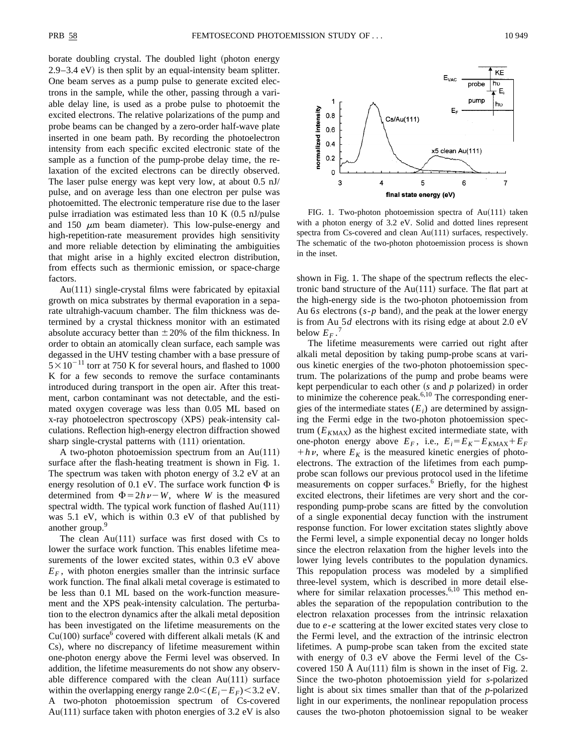borate doubling crystal. The doubled light (photon energy 2.9–3.4 eV) is then split by an equal-intensity beam splitter. One beam serves as a pump pulse to generate excited electrons in the sample, while the other, passing through a variable delay line, is used as a probe pulse to photoemit the excited electrons. The relative polarizations of the pump and probe beams can be changed by a zero-order half-wave plate inserted in one beam path. By recording the photoelectron intensity from each specific excited electronic state of the sample as a function of the pump-probe delay time, the relaxation of the excited electrons can be directly observed. The laser pulse energy was kept very low, at about 0.5 nJ/pulse, and on average less than one electron per pulse was photoemitted. The electronic temperature rise due to the laser pulse irradiation was estimated less than 10 K (0.5 nJ/pulse and 150 $\mu$m beam diameter). This low-pulse-energy and high-repetition-rate measurement provides high sensitivity and more reliable detection by eliminating the ambiguities that might arise in a highly excited electron distribution, from effects such as thermionic emission, or space-charge factors.

Au(111) single-crystal films were fabricated by epitaxial growth on mica substrates by thermal evaporation in a separate ultrahigh-vacuum chamber. The film thickness was determined by a crystal thickness monitor with an estimated absolute accuracy better than $\pm 20\%$ of the film thickness. In order to obtain an atomically clean surface, each sample was degassed in the UHV testing chamber with a base pressure of $5\times10^{-11}$ torr at 750 K for several hours, and flashed to 1000 K for a few seconds to remove the surface contaminants introduced during transport in the open air. After this treatment, carbon contaminant was not detectable, and the estimated oxygen coverage was less than 0.05 ML based on x-ray photoelectron spectroscopy (XPS) peak-intensity calculations. Reflection high-energy electron diffraction showed sharp single-crystal patterns with (111) orientation.

A two-photon photoemission spectrum from an Au(111) surface after the flash-heating treatment is shown in Fig. 1. The spectrum was taken with photon energy of 3.2 eV at an energy resolution of 0.1 eV. The surface work function $\Phi$ is determined from $\Phi = 2h\nu - W$, where $W$ is the measured spectral width. The typical work function of flashed Au(111) was 5.1 eV, which is within 0.3 eV of that published by another group.[9]

The clean Au(111) surface was first dosed with Cs to lower the surface work function. This enables lifetime measurements of the lower excited states, within 0.3 eV above $E_F$, with photon energies smaller than the intrinsic surface work function. The final alkali metal coverage is estimated to be less than 0.1 ML based on the work-function measurement and the XPS peak-intensity calculation. The perturbation to the electron dynamics after the alkali metal deposition has been investigated on the lifetime measurements on the Cu(100) surface[6] covered with different alkali metals (K and Cs), where no discrepancy of lifetime measurement within one-photon energy above the Fermi level was observed. In addition, the lifetime measurements do not show any observable difference compared with the clean Au(111) surface within the overlapping energy range $2.0 < (E_i - E_F) < 3.2$ eV. A two-photon photoemission spectrum of Cs-covered Au(111) surface taken with photon energies of 3.2 eV is also shown in Fig. 1. The shape of the spectrum reflects the electronic band structure of the Au(111) surface. The flat part at the high-energy side is the two-photon photoemission from Au 6$s$ electrons ($s$-$p$ band), and the peak at the lower energy is from Au 5$d$ electrons with its rising edge at about 2.0 eV below $E_F$.[7]

FIG. 1. Two-photon photoemission spectra of Au(111) taken with a photon energy of 3.2 eV. Solid and dotted lines represent spectra from Cs-covered and clean Au(111) surfaces, respectively. The schematic of the two-photon photoemission process is shown in the inset.

The lifetime measurements were carried out right after alkali metal deposition by taking pump-probe scans at various kinetic energies of the two-photon photoemission spectrum. The polarizations of the pump and probe beams were kept perpendicular to each other ($s$ and $p$ polarized) in order to minimize the coherence peak.[6,10] The corresponding energies of the intermediate states ($E_i$) are determined by assigning the Fermi edge in the two-photon photoemission spectrum ($E_{K\mathrm{MAX}}$) as the highest excited intermediate state, with one-photon energy above $E_F$, i.e., $E_i = E_K - E_{K\mathrm{MAX}} + E_F + h\nu$, where $E_K$ is the measured kinetic energies of photoelectrons. The extraction of the lifetimes from each pump-probe scan follows our previous protocol used in the lifetime measurements on copper surfaces.[6] Briefly, for the highest excited electrons, their lifetimes are very short and the corresponding pump-probe scans are fitted by the convolution of a single exponential decay function with the instrument response function. For lower excitation states slightly above the Fermi level, a simple exponential decay no longer holds since the electron relaxation from the higher levels into the lower lying levels contributes to the population dynamics. This repopulation process was modeled by a simplified three-level system, which is described in more detail elsewhere for similar relaxation processes.[6,10] This method enables the separation of the repopulation contribution to the electron relaxation processes from the intrinsic relaxation due to $e$-$e$ scattering at the lower excited states very close to the Fermi level, and the extraction of the intrinsic electron lifetimes. A pump-probe scan taken from the excited state with energy of 0.3 eV above the Fermi level of the Cs-covered 150 Å Au(111) film is shown in the inset of Fig. 2. Since the two-photon photoemission yield for $s$-polarized light is about six times smaller than that of the $p$-polarized light in our experiments, the nonlinear repopulation process causes the two-photon photoemission signal to be weaker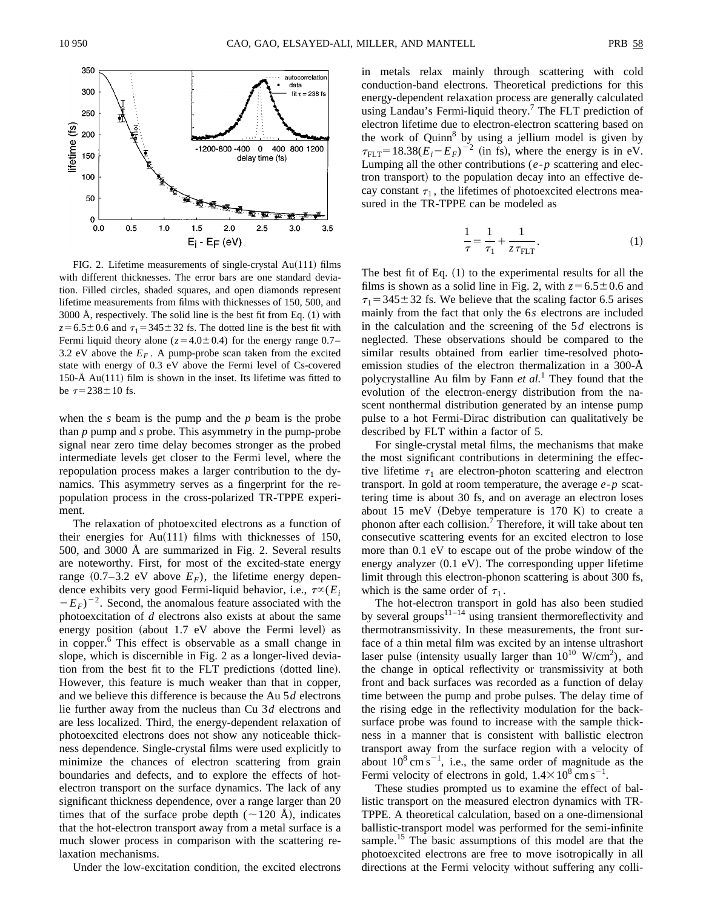FIG. 2. Lifetime measurements of single-crystal Au(111) films with different thicknesses. The error bars are one standard deviation. Filled circles, shaded squares, and open diamonds represent lifetime measurements from films with thicknesses of 150, 500, and 3000 Å, respectively. The solid line is the best fit from Eq. (1) with $z = 6.5 \pm 0.6$ and $\tau_1 = 345 \pm 32$ fs. The dotted line is the best fit with Fermi liquid theory alone ($z = 4.0 \pm 0.4$) for the energy range 0.7–3.2 eV above the $E_F$. A pump-probe scan taken from the excited state with energy of 0.3 eV above the Fermi level of Cs-covered 150-Å Au(111) film is shown in the inset. Its lifetime was fitted to be $\tau = 238 \pm 10$ fs.

when the *s* beam is the pump and the *p* beam is the probe than *p* pump and *s* probe. This asymmetry in the pump-probe signal near zero time delay becomes stronger as the probed intermediate levels get closer to the Fermi level, where the repopulation process makes a larger contribution to the dynamics. This asymmetry serves as a fingerprint for the repopulation process in the cross-polarized TR-TPPE experiment.

The relaxation of photoexcited electrons as a function of their energies for Au(111) films with thicknesses of 150, 500, and 3000 Å are summarized in Fig. 2. Several results are noteworthy. First, for most of the excited-state energy range (0.7–3.2 eV above $E_F$), the lifetime energy dependence exhibits very good Fermi-liquid behavior, i.e., $\tau \propto (E_i - E_F)^{-2}$. Second, the anomalous feature associated with the photoexcitation of *d* electrons also exists at about the same energy position (about 1.7 eV above the Fermi level) as in copper.[6] This effect is observable as a small change in slope, which is discernible in Fig. 2 as a longer-lived deviation from the best fit to the FLT predictions (dotted line). However, this feature is much weaker than that in copper, and we believe this difference is because the Au 5*d* electrons lie further away from the nucleus than Cu 3*d* electrons and are less localized. Third, the energy-dependent relaxation of photoexcited electrons does not show any noticeable thickness dependence. Single-crystal films were used explicitly to minimize the chances of electron scattering from grain boundaries and defects, and to explore the effects of hot-electron transport on the surface dynamics. The lack of any significant thickness dependence, over a range larger than 20 times that of the surface probe depth (~120 Å), indicates that the hot-electron transport away from a metal surface is a much slower process in comparison with the scattering relaxation mechanisms.

Under the low-excitation condition, the excited electrons in metals relax mainly through scattering with cold conduction-band electrons. Theoretical predictions for this energy-dependent relaxation process are generally calculated using Landau's Fermi-liquid theory.[7] The FLT prediction of electron lifetime due to electron-electron scattering based on the work of Quinn[8] by using a jellium model is given by $\tau_{\mathrm{FLT}} = 18.38(E_i - E_F)^{-2}$ (in fs), where the energy is in eV. Lumping all the other contributions (*e-p* scattering and electron transport) to the population decay into an effective decay constant $\tau_1$, the lifetimes of photoexcited electrons measured in the TR-TPPE can be modeled as

$$\frac{1}{\tau} = \frac{1}{\tau_1} + \frac{1}{z\,\tau_{\mathrm{FLT}}}. \tag{1}$$

The best fit of Eq. (1) to the experimental results for all the films is shown as a solid line in Fig. 2, with $z = 6.5 \pm 0.6$ and $\tau_1 = 345 \pm 32$ fs. We believe that the scaling factor 6.5 arises mainly from the fact that only the 6*s* electrons are included in the calculation and the screening of the 5*d* electrons is neglected. These observations should be compared to the similar results obtained from earlier time-resolved photoemission studies of the electron thermalization in a 300-Å polycrystalline Au film by Fann *et al.*[1] They found that the evolution of the electron-energy distribution from the nascent nonthermal distribution generated by an intense pump pulse to a hot Fermi-Dirac distribution can qualitatively be described by FLT within a factor of 5.

For single-crystal metal films, the mechanisms that make the most significant contributions in determining the effective lifetime $\tau_1$ are electron-photon scattering and electron transport. In gold at room temperature, the average *e-p* scattering time is about 30 fs, and on average an electron loses about 15 meV (Debye temperature is 170 K) to create a phonon after each collision.[7] Therefore, it will take about ten consecutive scattering events for an excited electron to lose more than 0.1 eV to escape out of the probe window of the energy analyzer (0.1 eV). The corresponding upper lifetime limit through this electron-phonon scattering is about 300 fs, which is the same order of $\tau_1$.

The hot-electron transport in gold has also been studied by several groups[11–14] using transient thermoreflectivity and thermotransmissivity. In these measurements, the front surface of a thin metal film was excited by an intense ultrashort laser pulse (intensity usually larger than $10^{10}$ W/cm$^2$), and the change in optical reflectivity or transmissivity at both front and back surfaces was recorded as a function of delay time between the pump and probe pulses. The delay time of the rising edge in the reflectivity modulation for the back-surface probe was found to increase with the sample thickness in a manner that is consistent with ballistic electron transport away from the surface region with a velocity of about $10^8\,\mathrm{cm\,s^{-1}}$, i.e., the same order of magnitude as the Fermi velocity of electrons in gold, $1.4 \times 10^8\,\mathrm{cm\,s^{-1}}$.

These studies prompted us to examine the effect of ballistic transport on the measured electron dynamics with TR-TPPE. A theoretical calculation, based on a one-dimensional ballistic-transport model was performed for the semi-infinite sample.[15] The basic assumptions of this model are that the photoexcited electrons are free to move isotropically in all directions at the Fermi velocity without suffering any colli-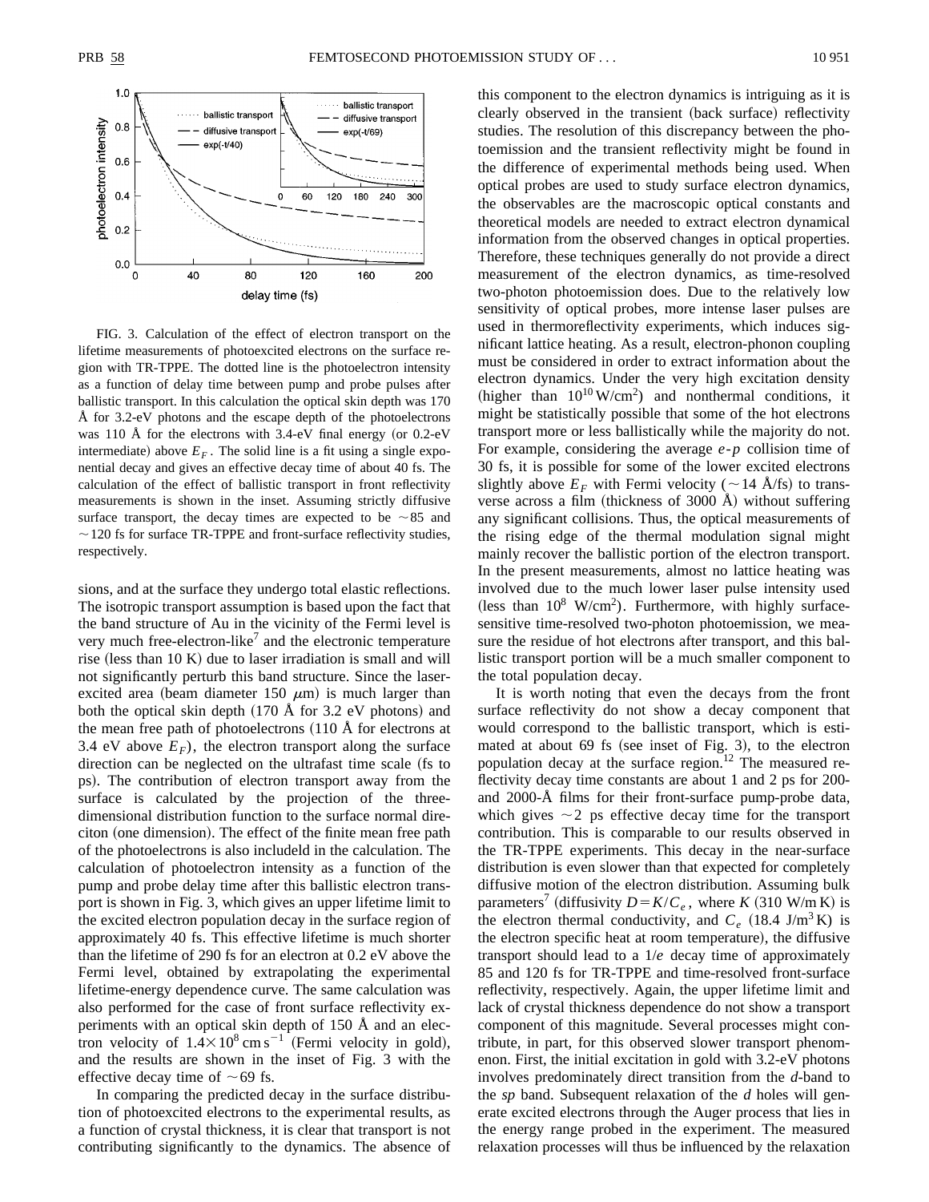FIG. 3. Calculation of the effect of electron transport on the lifetime measurements of photoexcited electrons on the surface region with TR-TPPE. The dotted line is the photoelectron intensity as a function of delay time between pump and probe pulses after ballistic transport. In this calculation the optical skin depth was 170 Å for 3.2-eV photons and the escape depth of the photoelectrons was 110 Å for the electrons with 3.4-eV final energy (or 0.2-eV intermediate) above $E_F$. The solid line is a fit using a single exponential decay and gives an effective decay time of about 40 fs. The calculation of the effect of ballistic transport in front reflectivity measurements is shown in the inset. Assuming strictly diffusive surface transport, the decay times are expected to be $\sim$85 and $\sim$120 fs for surface TR-TPPE and front-surface reflectivity studies, respectively.

sions, and at the surface they undergo total elastic reflections. The isotropic transport assumption is based upon the fact that the band structure of Au in the vicinity of the Fermi level is very much free-electron-like[7] and the electronic temperature rise (less than 10 K) due to laser irradiation is small and will not significantly perturb this band structure. Since the laser-excited area (beam diameter 150 $\mu$m) is much larger than both the optical skin depth (170 Å for 3.2 eV photons) and the mean free path of photoelectrons (110 Å for electrons at 3.4 eV above $E_F$), the electron transport along the surface direction can be neglected on the ultrafast time scale (fs to ps). The contribution of electron transport away from the surface is calculated by the projection of the three-dimensional distribution function to the surface normal direciton (one dimension). The effect of the finite mean free path of the photoelectrons is also includeld in the calculation. The calculation of photoelectron intensity as a function of the pump and probe delay time after this ballistic electron transport is shown in Fig. 3, which gives an upper lifetime limit to the excited electron population decay in the surface region of approximately 40 fs. This effective lifetime is much shorter than the lifetime of 290 fs for an electron at 0.2 eV above the Fermi level, obtained by extrapolating the experimental lifetime-energy dependence curve. The same calculation was also performed for the case of front surface reflectivity experiments with an optical skin depth of 150 Å and an electron velocity of $1.4\times10^{8}$ cm s$^{-1}$ (Fermi velocity in gold), and the results are shown in the inset of Fig. 3 with the effective decay time of $\sim$69 fs.

In comparing the predicted decay in the surface distribution of photoexcited electrons to the experimental results, as a function of crystal thickness, it is clear that transport is not contributing significantly to the dynamics. The absence of this component to the electron dynamics is intriguing as it is clearly observed in the transient (back surface) reflectivity studies. The resolution of this discrepancy between the photoemission and the transient reflectivity might be found in the difference of experimental methods being used. When optical probes are used to study surface electron dynamics, the observables are the macroscopic optical constants and theoretical models are needed to extract electron dynamical information from the observed changes in optical properties. Therefore, these techniques generally do not provide a direct measurement of the electron dynamics, as time-resolved two-photon photoemission does. Due to the relatively low sensitivity of optical probes, more intense laser pulses are used in thermoreflectivity experiments, which induces significant lattice heating. As a result, electron-phonon coupling must be considered in order to extract information about the electron dynamics. Under the very high excitation density (higher than $10^{10}$ W/cm$^{2}$) and nonthermal conditions, it might be statistically possible that some of the hot electrons transport more or less ballistically while the majority do not. For example, considering the average *e*-*p* collision time of 30 fs, it is possible for some of the lower excited electrons slightly above $E_F$ with Fermi velocity ($\sim$14 Å/fs) to transverse across a film (thickness of 3000 Å) without suffering any significant collisions. Thus, the optical measurements of the rising edge of the thermal modulation signal might mainly recover the ballistic portion of the electron transport. In the present measurements, almost no lattice heating was involved due to the much lower laser pulse intensity used (less than $10^{8}$ W/cm$^{2}$). Furthermore, with highly surface-sensitive time-resolved two-photon photoemission, we measure the residue of hot electrons after transport, and this ballistic transport portion will be a much smaller component to the total population decay.

It is worth noting that even the decays from the front surface reflectivity do not show a decay component that would correspond to the ballistic transport, which is estimated at about 69 fs (see inset of Fig. 3), to the electron population decay at the surface region.[12] The measured reflectivity decay time constants are about 1 and 2 ps for 200- and 2000-Å films for their front-surface pump-probe data, which gives $\sim$2 ps effective decay time for the transport contribution. This is comparable to our results observed in the TR-TPPE experiments. This decay in the near-surface distribution is even slower than that expected for completely diffusive motion of the electron distribution. Assuming bulk parameters[7] (diffusivity $D=K/C_e$, where $K$ (310 W/m K) is the electron thermal conductivity, and $C_e$ (18.4 J/m$^{3}$ K) is the electron specific heat at room temperature), the diffusive transport should lead to a $1/e$ decay time of approximately 85 and 120 fs for TR-TPPE and time-resolved front-surface reflectivity, respectively. Again, the upper lifetime limit and lack of crystal thickness dependence do not show a transport component of this magnitude. Several processes might contribute, in part, for this observed slower transport phenomenon. First, the initial excitation in gold with 3.2-eV photons involves predominately direct transition from the *d*-band to the *sp* band. Subsequent relaxation of the *d* holes will generate excited electrons through the Auger process that lies in the energy range probed in the experiment. The measured relaxation processes will thus be influenced by the relaxation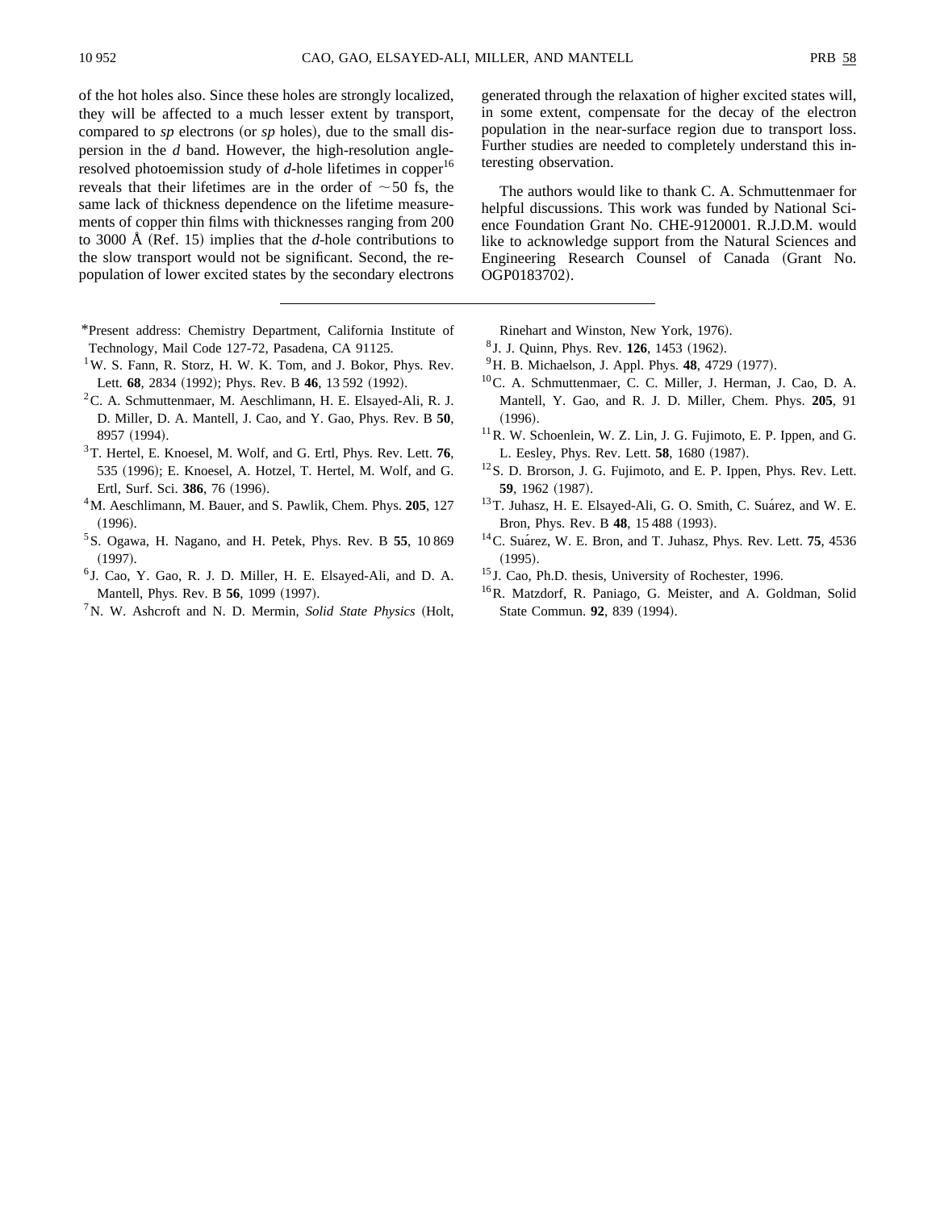of the hot holes also. Since these holes are strongly localized, they will be affected to a much lesser extent by transport, compared to *sp* electrons (or *sp* holes), due to the small dispersion in the *d* band. However, the high-resolution angle-resolved photoemission study of *d*-hole lifetimes in copper[16] reveals that their lifetimes are in the order of ~50 fs, the same lack of thickness dependence on the lifetime measurements of copper thin films with thicknesses ranging from 200 to 3000 Å (Ref. 15) implies that the *d*-hole contributions to the slow transport would not be significant. Second, the repopulation of lower excited states by the secondary electrons generated through the relaxation of higher excited states will, in some extent, compensate for the decay of the electron population in the near-surface region due to transport loss. Further studies are needed to completely understand this interesting observation.

The authors would like to thank C. A. Schmuttenmaer for helpful discussions. This work was funded by National Science Foundation Grant No. CHE-9120001. R.J.D.M. would like to acknowledge support from the Natural Sciences and Engineering Research Counsel of Canada (Grant No. OGP0183702).

---

*Present address: Chemistry Department, California Institute of Technology, Mail Code 127-72, Pasadena, CA 91125.

[1] W. S. Fann, R. Storz, H. W. K. Tom, and J. Bokor, Phys. Rev. Lett. **68**, 2834 (1992); Phys. Rev. B **46**, 13 592 (1992).

[2] C. A. Schmuttenmaer, M. Aeschlimann, H. E. Elsayed-Ali, R. J. D. Miller, D. A. Mantell, J. Cao, and Y. Gao, Phys. Rev. B **50**, 8957 (1994).

[3] T. Hertel, E. Knoesel, M. Wolf, and G. Ertl, Phys. Rev. Lett. **76**, 535 (1996); E. Knoesel, A. Hotzel, T. Hertel, M. Wolf, and G. Ertl, Surf. Sci. **386**, 76 (1996).

[4] M. Aeschlimann, M. Bauer, and S. Pawlik, Chem. Phys. **205**, 127 (1996).

[5] S. Ogawa, H. Nagano, and H. Petek, Phys. Rev. B **55**, 10 869 (1997).

[6] J. Cao, Y. Gao, R. J. D. Miller, H. E. Elsayed-Ali, and D. A. Mantell, Phys. Rev. B **56**, 1099 (1997).

[7] N. W. Ashcroft and N. D. Mermin, *Solid State Physics* (Holt, Rinehart and Winston, New York, 1976).

[8] J. J. Quinn, Phys. Rev. **126**, 1453 (1962).

[9] H. B. Michaelson, J. Appl. Phys. **48**, 4729 (1977).

[10] C. A. Schmuttenmaer, C. C. Miller, J. Herman, J. Cao, D. A. Mantell, Y. Gao, and R. J. D. Miller, Chem. Phys. **205**, 91 (1996).

[11] R. W. Schoenlein, W. Z. Lin, J. G. Fujimoto, E. P. Ippen, and G. L. Eesley, Phys. Rev. Lett. **58**, 1680 (1987).

[12] S. D. Brorson, J. G. Fujimoto, and E. P. Ippen, Phys. Rev. Lett. **59**, 1962 (1987).

[13] T. Juhasz, H. E. Elsayed-Ali, G. O. Smith, C. Suárez, and W. E. Bron, Phys. Rev. B **48**, 15 488 (1993).

[14] C. Suárez, W. E. Bron, and T. Juhasz, Phys. Rev. Lett. **75**, 4536 (1995).

[15] J. Cao, Ph.D. thesis, University of Rochester, 1996.

[16] R. Matzdorf, R. Paniago, G. Meister, and A. Goldman, Solid State Commun. **92**, 839 (1994).